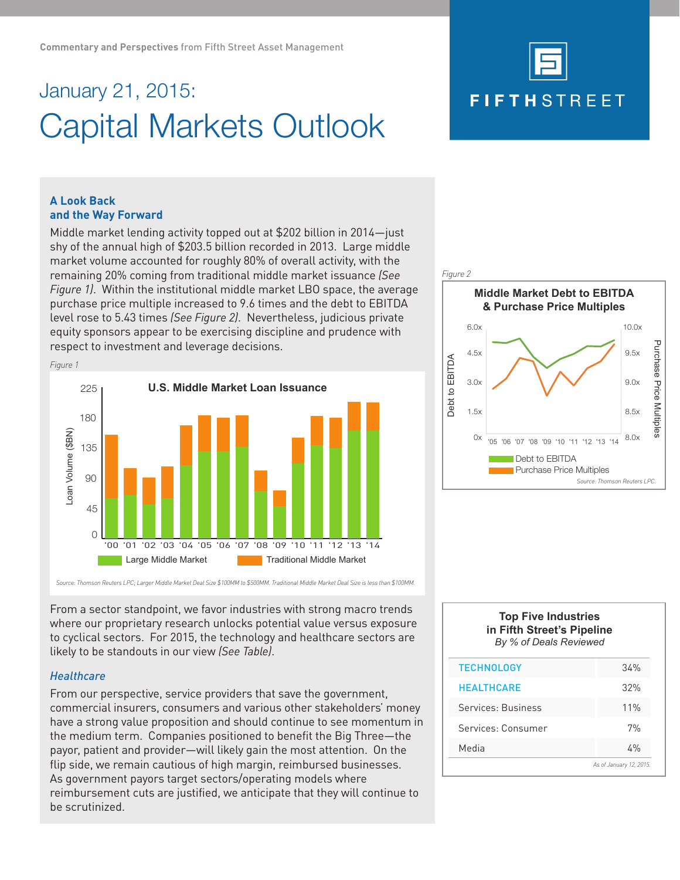Commentary and Perspectives from Fifth Street Asset Management

# January 21, 2015: Capital Markets Outlook

FIFTHSTREET

## A Look Back and the Way Forward

Middle market lending activity topped out at $202 billion in 2014—just shy of the annual high of $203.5 billion recorded in 2013. Large middle market volume accounted for roughly 80% of overall activity, with the remaining 20% coming from traditional middle market issuance *(See Figure 1)*. Within the institutional middle market LBO space, the average purchase price multiple increased to 9.6 times and the debt to EBITDA level rose to 5.43 times *(See Figure 2)*. Nevertheless, judicious private equity sponsors appear to be exercising discipline and prudence with respect to investment and leverage decisions.

*Figure 1*

**U.S. Middle Market Loan Issuance**

Loan Volume ($BN): 0, 45, 90, 135, 180, 225

'00 '01 '02 '03 '04 '05 '06 '07 '08 '09 '10 '11 '12 '13 '14

Large Middle Market | Traditional Middle Market

*Source: Thomson Reuters LPC; Larger Middle Market Deal Size $100MM to $500MM. Traditional Middle Market Deal Size is less than $100MM.*

*Figure 2*

**Middle Market Debt to EBITDA & Purchase Price Multiples**

Debt to EBITDA: 0x, 1.5x, 3.0x, 4.5x, 6.0x

Purchase Price Multiples: 8.0x, 8.5x, 9.0x, 9.5x, 10.0x

'05 '06 '07 '08 '09 '10 '11 '12 '13 '14

Debt to EBITDA | Purchase Price Multiples

*Source: Thomson Reuters LPC.*

From a sector standpoint, we favor industries with strong macro trends where our proprietary research unlocks potential value versus exposure to cyclical sectors. For 2015, the technology and healthcare sectors are likely to be standouts in our view *(See Table)*.

**Top Five Industries in Fifth Street's Pipeline**
*By % of Deals Reviewed*

| Industry | % |
|---|---|
| TECHNOLOGY | 34% |
| HEALTHCARE | 32% |
| Services: Business | 11% |
| Services: Consumer | 7% |
| Media | 4% |

*As of January 12, 2015.*

### *Healthcare*

From our perspective, service providers that save the government, commercial insurers, consumers and various other stakeholders' money have a strong value proposition and should continue to see momentum in the medium term. Companies positioned to benefit the Big Three—the payor, patient and provider—will likely gain the most attention. On the flip side, we remain cautious of high margin, reimbursed businesses. As government payors target sectors/operating models where reimbursement cuts are justified, we anticipate that they will continue to be scrutinized.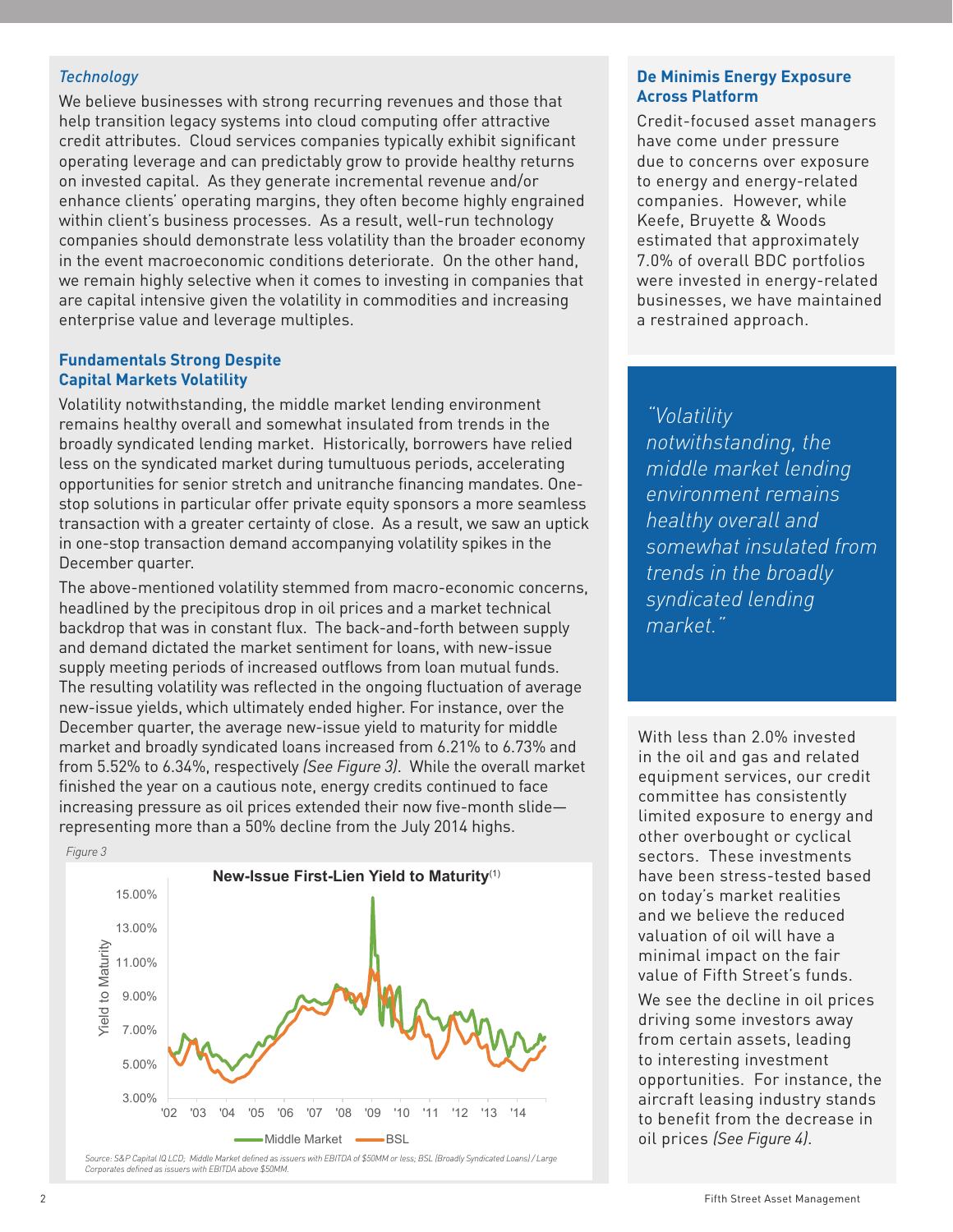*Technology*

We believe businesses with strong recurring revenues and those that help transition legacy systems into cloud computing offer attractive credit attributes. Cloud services companies typically exhibit significant operating leverage and can predictably grow to provide healthy returns on invested capital. As they generate incremental revenue and/or enhance clients' operating margins, they often become highly engrained within client's business processes. As a result, well-run technology companies should demonstrate less volatility than the broader economy in the event macroeconomic conditions deteriorate. On the other hand, we remain highly selective when it comes to investing in companies that are capital intensive given the volatility in commodities and increasing enterprise value and leverage multiples.

### Fundamentals Strong Despite Capital Markets Volatility

Volatility notwithstanding, the middle market lending environment remains healthy overall and somewhat insulated from trends in the broadly syndicated lending market. Historically, borrowers have relied less on the syndicated market during tumultuous periods, accelerating opportunities for senior stretch and unitranche financing mandates. One-stop solutions in particular offer private equity sponsors a more seamless transaction with a greater certainty of close. As a result, we saw an uptick in one-stop transaction demand accompanying volatility spikes in the December quarter.

The above-mentioned volatility stemmed from macro-economic concerns, headlined by the precipitous drop in oil prices and a market technical backdrop that was in constant flux. The back-and-forth between supply and demand dictated the market sentiment for loans, with new-issue supply meeting periods of increased outflows from loan mutual funds. The resulting volatility was reflected in the ongoing fluctuation of average new-issue yields, which ultimately ended higher. For instance, over the December quarter, the average new-issue yield to maturity for middle market and broadly syndicated loans increased from 6.21% to 6.73% and from 5.52% to 6.34%, respectively *(See Figure 3)*. While the overall market finished the year on a cautious note, energy credits continued to face increasing pressure as oil prices extended their now five-month slide—representing more than a 50% decline from the July 2014 highs.

*Figure 3*

**New-Issue First-Lien Yield to Maturity**[(1)]

*Source: S&P Capital IQ LCD; Middle Market defined as issuers with EBITDA of $50MM or less; BSL (Broadly Syndicated Loans) / Large Corporates defined as issuers with EBITDA above $50MM.*

### De Minimis Energy Exposure Across Platform

Credit-focused asset managers have come under pressure due to concerns over exposure to energy and energy-related companies. However, while Keefe, Bruyette & Woods estimated that approximately 7.0% of overall BDC portfolios were invested in energy-related businesses, we have maintained a restrained approach.

> *"Volatility notwithstanding, the middle market lending environment remains healthy overall and somewhat insulated from trends in the broadly syndicated lending market."*

With less than 2.0% invested in the oil and gas and related equipment services, our credit committee has consistently limited exposure to energy and other overbought or cyclical sectors. These investments have been stress-tested based on today's market realities and we believe the reduced valuation of oil will have a minimal impact on the fair value of Fifth Street's funds.

We see the decline in oil prices driving some investors away from certain assets, leading to interesting investment opportunities. For instance, the aircraft leasing industry stands to benefit from the decrease in oil prices *(See Figure 4)*.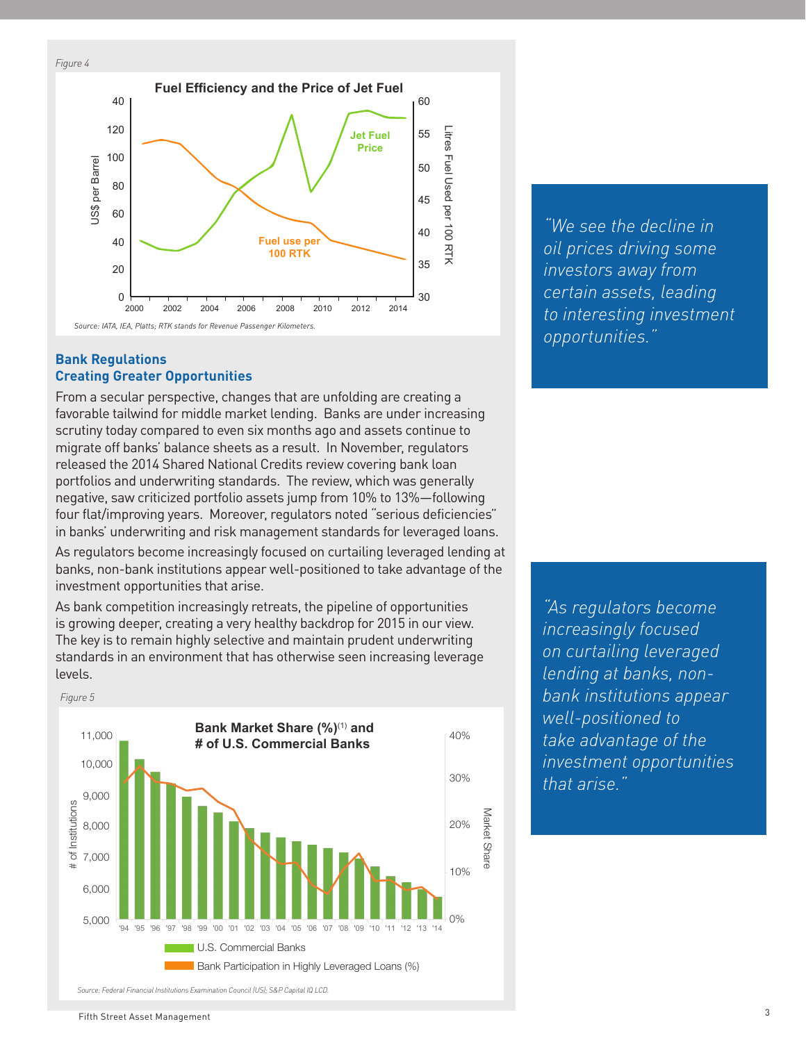*Figure 4*

**Fuel Efficiency and the Price of Jet Fuel**

*Source: IATA, IEA, Platts; RTK stands for Revenue Passenger Kilometers.*

*"We see the decline in oil prices driving some investors away from certain assets, leading to interesting investment opportunities."*

## Bank Regulations Creating Greater Opportunities

From a secular perspective, changes that are unfolding are creating a favorable tailwind for middle market lending. Banks are under increasing scrutiny today compared to even six months ago and assets continue to migrate off banks' balance sheets as a result. In November, regulators released the 2014 Shared National Credits review covering bank loan portfolios and underwriting standards. The review, which was generally negative, saw criticized portfolio assets jump from 10% to 13%—following four flat/improving years. Moreover, regulators noted "serious deficiencies" in banks' underwriting and risk management standards for leveraged loans.

As regulators become increasingly focused on curtailing leveraged lending at banks, non-bank institutions appear well-positioned to take advantage of the investment opportunities that arise.

As bank competition increasingly retreats, the pipeline of opportunities is growing deeper, creating a very healthy backdrop for 2015 in our view. The key is to remain highly selective and maintain prudent underwriting standards in an environment that has otherwise seen increasing leverage levels.

*"As regulators become increasingly focused on curtailing leveraged lending at banks, non-bank institutions appear well-positioned to take advantage of the investment opportunities that arise."*

*Figure 5*

**Bank Market Share (%)[1] and # of U.S. Commercial Banks**

*Source: Federal Financial Institutions Examination Council (US); S&P Capital IQ LCD.*

Fifth Street Asset Management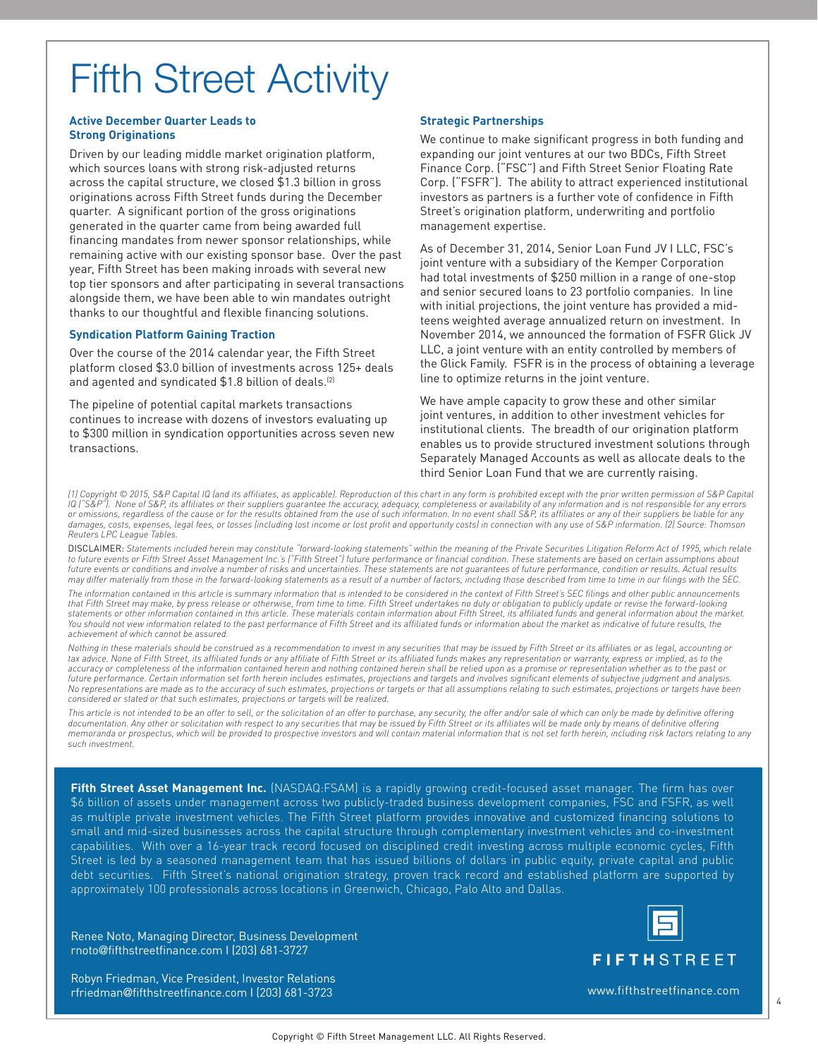# Fifth Street Activity

### Active December Quarter Leads to Strong Originations

Driven by our leading middle market origination platform, which sources loans with strong risk-adjusted returns across the capital structure, we closed $1.3 billion in gross originations across Fifth Street funds during the December quarter. A significant portion of the gross originations generated in the quarter came from being awarded full financing mandates from newer sponsor relationships, while remaining active with our existing sponsor base. Over the past year, Fifth Street has been making inroads with several new top tier sponsors and after participating in several transactions alongside them, we have been able to win mandates outright thanks to our thoughtful and flexible financing solutions.

### Syndication Platform Gaining Traction

Over the course of the 2014 calendar year, the Fifth Street platform closed $3.0 billion of investments across 125+ deals and agented and syndicated $1.8 billion of deals.[2]

The pipeline of potential capital markets transactions continues to increase with dozens of investors evaluating up to $300 million in syndication opportunities across seven new transactions.

### Strategic Partnerships

We continue to make significant progress in both funding and expanding our joint ventures at our two BDCs, Fifth Street Finance Corp. ("FSC") and Fifth Street Senior Floating Rate Corp. ("FSFR"). The ability to attract experienced institutional investors as partners is a further vote of confidence in Fifth Street's origination platform, underwriting and portfolio management expertise.

As of December 31, 2014, Senior Loan Fund JV I LLC, FSC's joint venture with a subsidiary of the Kemper Corporation had total investments of $250 million in a range of one-stop and senior secured loans to 23 portfolio companies. In line with initial projections, the joint venture has provided a mid-teens weighted average annualized return on investment. In November 2014, we announced the formation of FSFR Glick JV LLC, a joint venture with an entity controlled by members of the Glick Family. FSFR is in the process of obtaining a leverage line to optimize returns in the joint venture.

We have ample capacity to grow these and other similar joint ventures, in addition to other investment vehicles for institutional clients. The breadth of our origination platform enables us to provide structured investment solutions through Separately Managed Accounts as well as allocate deals to the third Senior Loan Fund that we are currently raising.

*(1) Copyright © 2015, S&P Capital IQ (and its affiliates, as applicable). Reproduction of this chart in any form is prohibited except with the prior written permission of S&P Capital IQ ("S&P"). None of S&P, its affiliates or their suppliers guarantee the accuracy, adequacy, completeness or availability of any information and is not responsible for any errors or omissions, regardless of the cause or for the results obtained from the use of such information. In no event shall S&P, its affiliates or any of their suppliers be liable for any damages, costs, expenses, legal fees, or losses (including lost income or lost profit and opportunity costs) in connection with any use of S&P information. (2) Source: Thomson Reuters LPC League Tables.*

DISCLAIMER: *Statements included herein may constitute "forward-looking statements" within the meaning of the Private Securities Litigation Reform Act of 1995, which relate to future events or Fifth Street Asset Management Inc.'s ("Fifth Street") future performance or financial condition. These statements are based on certain assumptions about future events or conditions and involve a number of risks and uncertainties. These statements are not guarantees of future performance, condition or results. Actual results may differ materially from those in the forward-looking statements as a result of a number of factors, including those described from time to time in our filings with the SEC.*

*The information contained in this article is summary information that is intended to be considered in the context of Fifth Street's SEC filings and other public announcements that Fifth Street may make, by press release or otherwise, from time to time. Fifth Street undertakes no duty or obligation to publicly update or revise the forward-looking statements or other information contained in this article. These materials contain information about Fifth Street, its affiliated funds and general information about the market. You should not view information related to the past performance of Fifth Street and its affiliated funds or information about the market as indicative of future results, the achievement of which cannot be assured.*

*Nothing in these materials should be construed as a recommendation to invest in any securities that may be issued by Fifth Street or its affiliates or as legal, accounting or tax advice. None of Fifth Street, its affiliated funds or any affiliate of Fifth Street or its affiliated funds makes any representation or warranty, express or implied, as to the accuracy or completeness of the information contained herein and nothing contained herein shall be relied upon as a promise or representation whether as to the past or future performance. Certain information set forth herein includes estimates, projections and targets and involves significant elements of subjective judgment and analysis. No representations are made as to the accuracy of such estimates, projections or targets or that all assumptions relating to such estimates, projections or targets have been considered or stated or that such estimates, projections or targets will be realized.*

*This article is not intended to be an offer to sell, or the solicitation of an offer to purchase, any security, the offer and/or sale of which can only be made by definitive offering documentation. Any other or solicitation with respect to any securities that may be issued by Fifth Street or its affiliates will be made only by means of definitive offering memoranda or prospectus, which will be provided to prospective investors and will contain material information that is not set forth herein, including risk factors relating to any such investment.*

**Fifth Street Asset Management Inc.** (NASDAQ:FSAM) is a rapidly growing credit-focused asset manager. The firm has over $6 billion of assets under management across two publicly-traded business development companies, FSC and FSFR, as well as multiple private investment vehicles. The Fifth Street platform provides innovative and customized financing solutions to small and mid-sized businesses across the capital structure through complementary investment vehicles and co-investment capabilities. With over a 16-year track record focused on disciplined credit investing across multiple economic cycles, Fifth Street is led by a seasoned management team that has issued billions of dollars in public equity, private capital and public debt securities. Fifth Street's national origination strategy, proven track record and established platform are supported by approximately 100 professionals across locations in Greenwich, Chicago, Palo Alto and Dallas.

Renee Noto, Managing Director, Business Development
rnoto@fifthstreetfinance.com I (203) 681-3727

Robyn Friedman, Vice President, Investor Relations
rfriedman@fifthstreetfinance.com I (203) 681-3723

FIFTHSTREET

www.fifthstreetfinance.com

Copyright © Fifth Street Management LLC. All Rights Reserved.